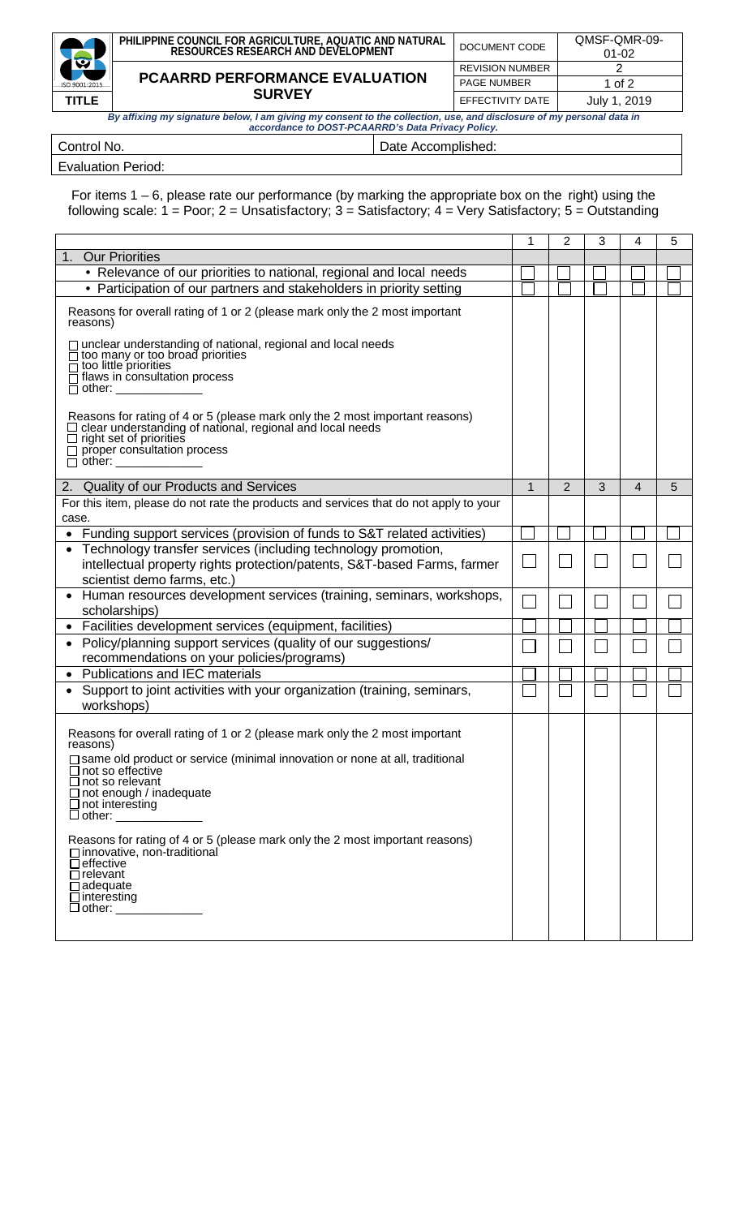| | PHILIPPINE COUNCIL FOR AGRICULTURE, AQUATIC AND NATURAL RESOURCES RESEARCH AND DEVELOPMENT | DOCUMENT CODE | QMSF-QMR-09-01-02 |
|---|---|---|---|
| ISO 9001:2015 | **PCAARRD PERFORMANCE EVALUATION SURVEY** | REVISION NUMBER | 2 |
| | | PAGE NUMBER | 1 of 2 |
| **TITLE** | | EFFECTIVITY DATE | July 1, 2019 |

***By affixing my signature below, I am giving my consent to the collection, use, and disclosure of my personal data in accordance to DOST-PCAARRD's Data Privacy Policy.***

| Control No. | Date Accomplished: |
|---|---|
| Evaluation Period: | |

For items 1 – 6, please rate our performance (by marking the appropriate box on the right) using the following scale: 1 = Poor; 2 = Unsatisfactory; 3 = Satisfactory; 4 = Very Satisfactory; 5 = Outstanding

| | 1 | 2 | 3 | 4 | 5 |
|---|---|---|---|---|---|
| 1. Our Priorities | | | | | |
| • Relevance of our priorities to national, regional and local needs | ☐ | ☐ | ☐ | ☐ | ☐ |
| • Participation of our partners and stakeholders in priority setting | ☐ | ☐ | ☐ | ☐ | ☐ |
| Reasons for overall rating of 1 or 2 (please mark only the 2 most important reasons)<br>☐ unclear understanding of national, regional and local needs<br>☐ too many or too broad priorities<br>☐ too little priorities<br>☐ flaws in consultation process<br>☐ other: ____________<br><br>Reasons for rating of 4 or 5 (please mark only the 2 most important reasons)<br>☐ clear understanding of national, regional and local needs<br>☐ right set of priorities<br>☐ proper consultation process<br>☐ other: ____________ | | | | | |
| 2. Quality of our Products and Services | 1 | 2 | 3 | 4 | 5 |
| For this item, please do not rate the products and services that do not apply to your case. | | | | | |
| • Funding support services (provision of funds to S&T related activities) | ☐ | ☐ | ☐ | ☐ | ☐ |
| • Technology transfer services (including technology promotion, intellectual property rights protection/patents, S&T-based Farms, farmer scientist demo farms, etc.) | ☐ | ☐ | ☐ | ☐ | ☐ |
| • Human resources development services (training, seminars, workshops, scholarships) | ☐ | ☐ | ☐ | ☐ | ☐ |
| • Facilities development services (equipment, facilities) | ☐ | ☐ | ☐ | ☐ | ☐ |
| • Policy/planning support services (quality of our suggestions/ recommendations on your policies/programs) | ☐ | ☐ | ☐ | ☐ | ☐ |
| • Publications and IEC materials | ☐ | ☐ | ☐ | ☐ | ☐ |
| • Support to joint activities with your organization (training, seminars, workshops) | ☐ | ☐ | ☐ | ☐ | ☐ |
| Reasons for overall rating of 1 or 2 (please mark only the 2 most important reasons)<br>☐ same old product or service (minimal innovation or none at all, traditional<br>☐ not so effective<br>☐ not so relevant<br>☐ not enough / inadequate<br>☐ not interesting<br>☐ other: ____________<br><br>Reasons for rating of 4 or 5 (please mark only the 2 most important reasons)<br>☐ innovative, non-traditional<br>☐ effective<br>☐ relevant<br>☐ adequate<br>☐ interesting<br>☐ other: ____________ | | | | | |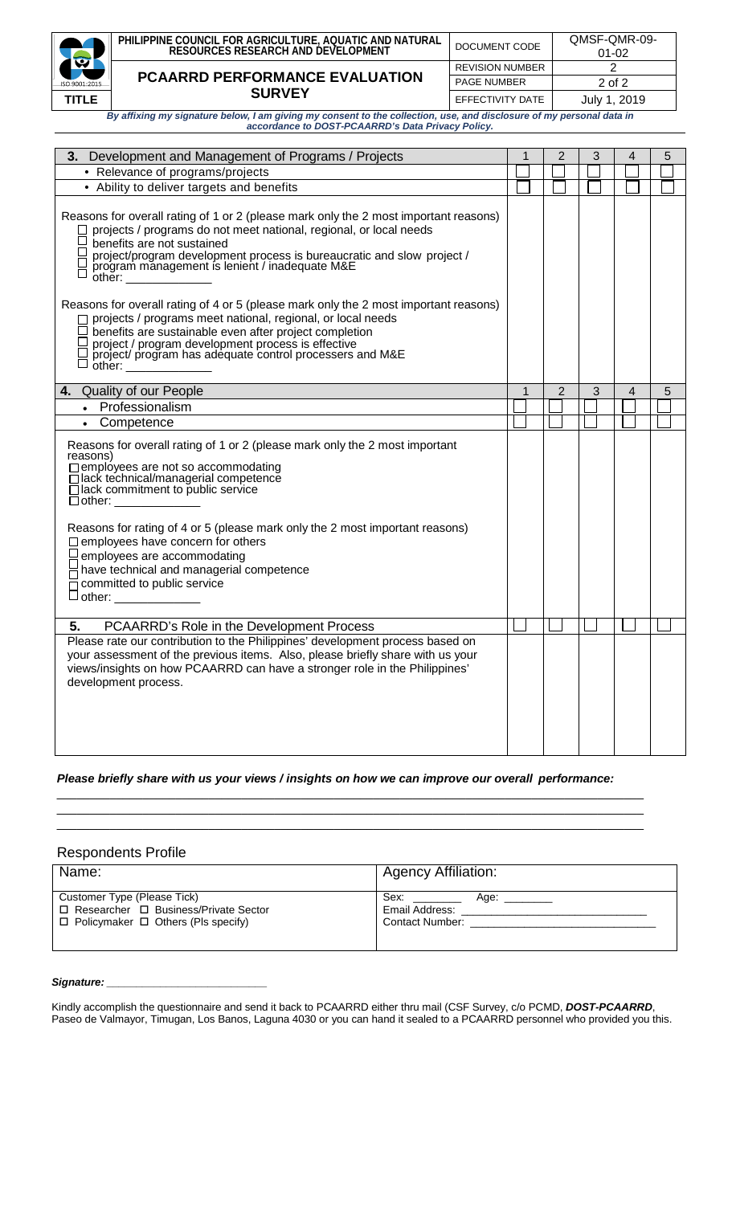| | | | |
|---|---|---|---|
| PHILIPPINE COUNCIL FOR AGRICULTURE, AQUATIC AND NATURAL RESOURCES RESEARCH AND DEVELOPMENT | | DOCUMENT CODE | QMSF-QMR-09-01-02 |
| | PCAARRD PERFORMANCE EVALUATION SURVEY | REVISION NUMBER | 2 |
| | | PAGE NUMBER | 2 of 2 |
| TITLE | | EFFECTIVITY DATE | July 1, 2019 |

***By affixing my signature below, I am giving my consent to the collection, use, and disclosure of my personal data in accordance to DOST-PCAARRD's Data Privacy Policy.***

| **3.** Development and Management of Programs / Projects | 1 | 2 | 3 | 4 | 5 |
|---|---|---|---|---|---|
| • Relevance of programs/projects | ☐ | ☐ | ☐ | ☐ | ☐ |
| • Ability to deliver targets and benefits | ☐ | ☐ | ☐ | ☐ | ☐ |
| Reasons for overall rating of 1 or 2 (please mark only the 2 most important reasons)<br>☐ projects / programs do not meet national, regional, or local needs<br>☐ benefits are not sustained<br>☐ project/program development process is bureaucratic and slow<br>☐ project / program management is lenient / inadequate M&E<br>☐ other: ____________<br><br>Reasons for overall rating of 4 or 5 (please mark only the 2 most important reasons)<br>☐ projects / programs meet national, regional, or local needs<br>☐ benefits are sustainable even after project completion<br>☐ project / program development process is effective<br>☐ project/ program has adequate control processers and M&E<br>☐ other: ____________ | | | | | |
| **4.** Quality of our People | 1 | 2 | 3 | 4 | 5 |
| • Professionalism | ☐ | ☐ | ☐ | ☐ | ☐ |
| • Competence | ☐ | ☐ | ☐ | ☐ | ☐ |
| Reasons for overall rating of 1 or 2 (please mark only the 2 most important reasons)<br>☐ employees are not so accommodating<br>☐ lack technical/managerial competence<br>☐ lack commitment to public service<br>☐ other: ____________<br><br>Reasons for rating of 4 or 5 (please mark only the 2 most important reasons)<br>☐ employees have concern for others<br>☐ employees are accommodating<br>☐ have technical and managerial competence<br>☐ committed to public service<br>☐ other: ____________ | | | | | |
| **5.** PCAARRD's Role in the Development Process | ☐ | ☐ | ☐ | ☐ | ☐ |
| Please rate our contribution to the Philippines' development process based on your assessment of the previous items. Also, please briefly share with us your views/insights on how PCAARRD can have a stronger role in the Philippines' development process. | | | | | |

***Please briefly share with us your views / insights on how we can improve our overall performance:***

______________________________________________________________________________

______________________________________________________________________________

______________________________________________________________________________

## Respondents Profile

| Name: | Agency Affiliation: |
|---|---|
| Customer Type (Please Tick)<br>☐ Researcher ☐ Business/Private Sector<br>☐ Policymaker ☐ Others (Pls specify) | Sex: ________ Age: ________<br>Email Address: ____________________________<br>Contact Number: ____________________________ |

***Signature:*** ________________________

Kindly accomplish the questionnaire and send it back to PCAARRD either thru mail (CSF Survey, c/o PCMD, ***DOST-PCAARRD***, Paseo de Valmayor, Timugan, Los Banos, Laguna 4030 or you can hand it sealed to a PCAARRD personnel who provided you this.